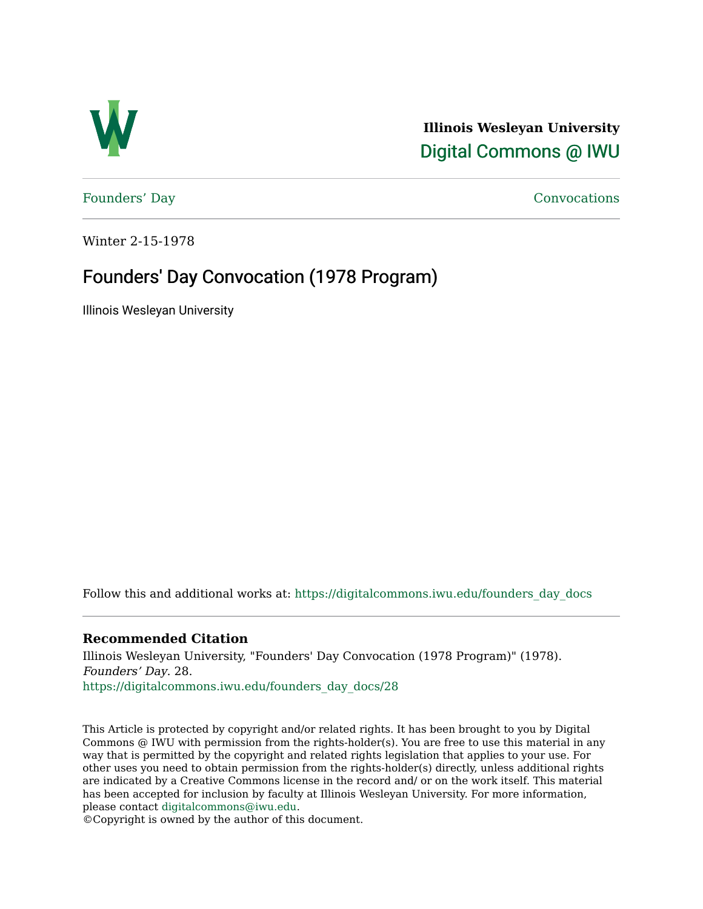**Illinois Wesleyan University**
Digital Commons @ IWU

Founders' Day | Convocations

Winter 2-15-1978

# Founders' Day Convocation (1978 Program)

Illinois Wesleyan University

Follow this and additional works at: https://digitalcommons.iwu.edu/founders_day_docs

## Recommended Citation

Illinois Wesleyan University, "Founders' Day Convocation (1978 Program)" (1978). *Founders' Day*. 28.
https://digitalcommons.iwu.edu/founders_day_docs/28

This Article is protected by copyright and/or related rights. It has been brought to you by Digital Commons @ IWU with permission from the rights-holder(s). You are free to use this material in any way that is permitted by the copyright and related rights legislation that applies to your use. For other uses you need to obtain permission from the rights-holder(s) directly, unless additional rights are indicated by a Creative Commons license in the record and/ or on the work itself. This material has been accepted for inclusion by faculty at Illinois Wesleyan University. For more information, please contact digitalcommons@iwu.edu.
©Copyright is owned by the author of this document.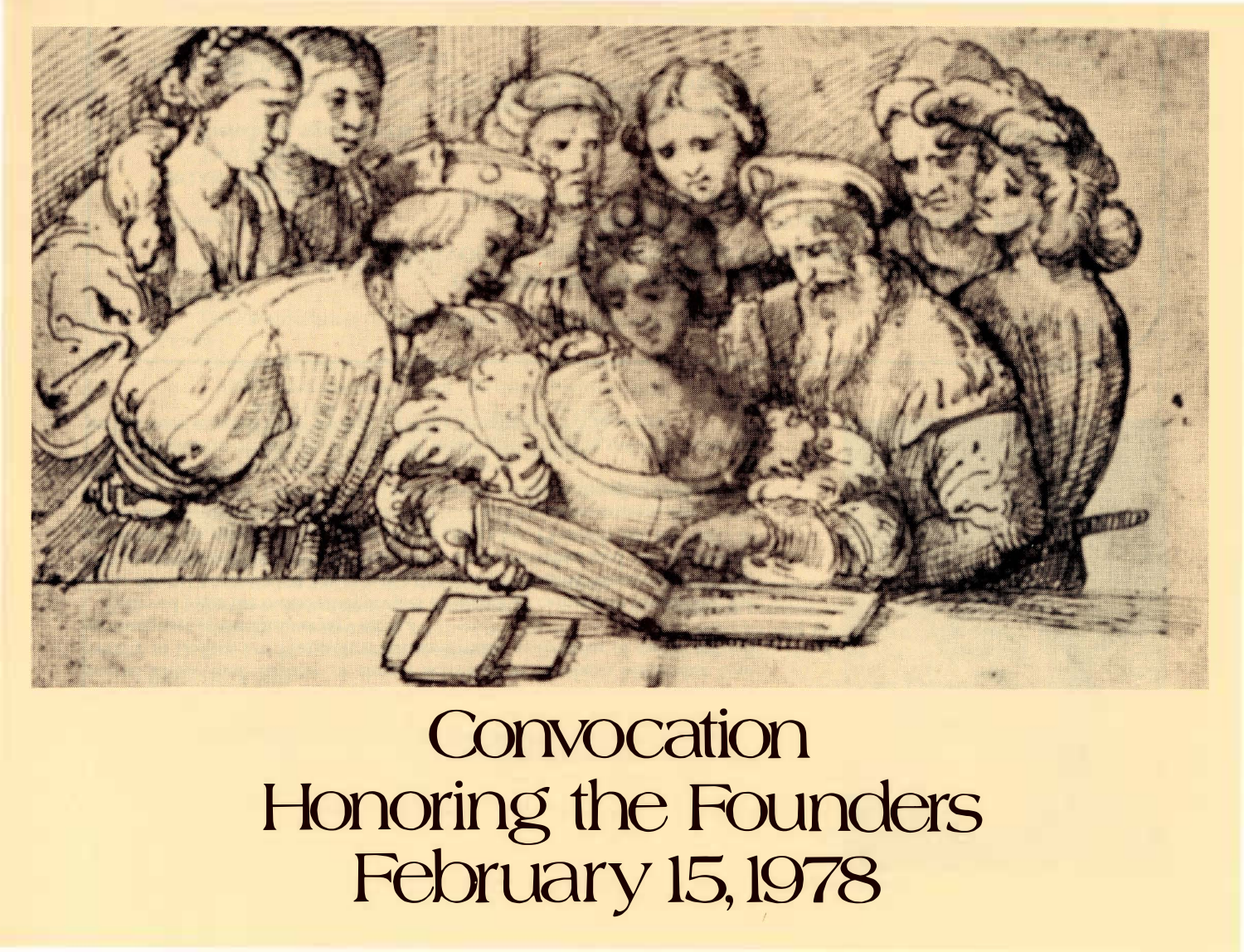# Convocation
# Honoring the Founders
# February 15, 1978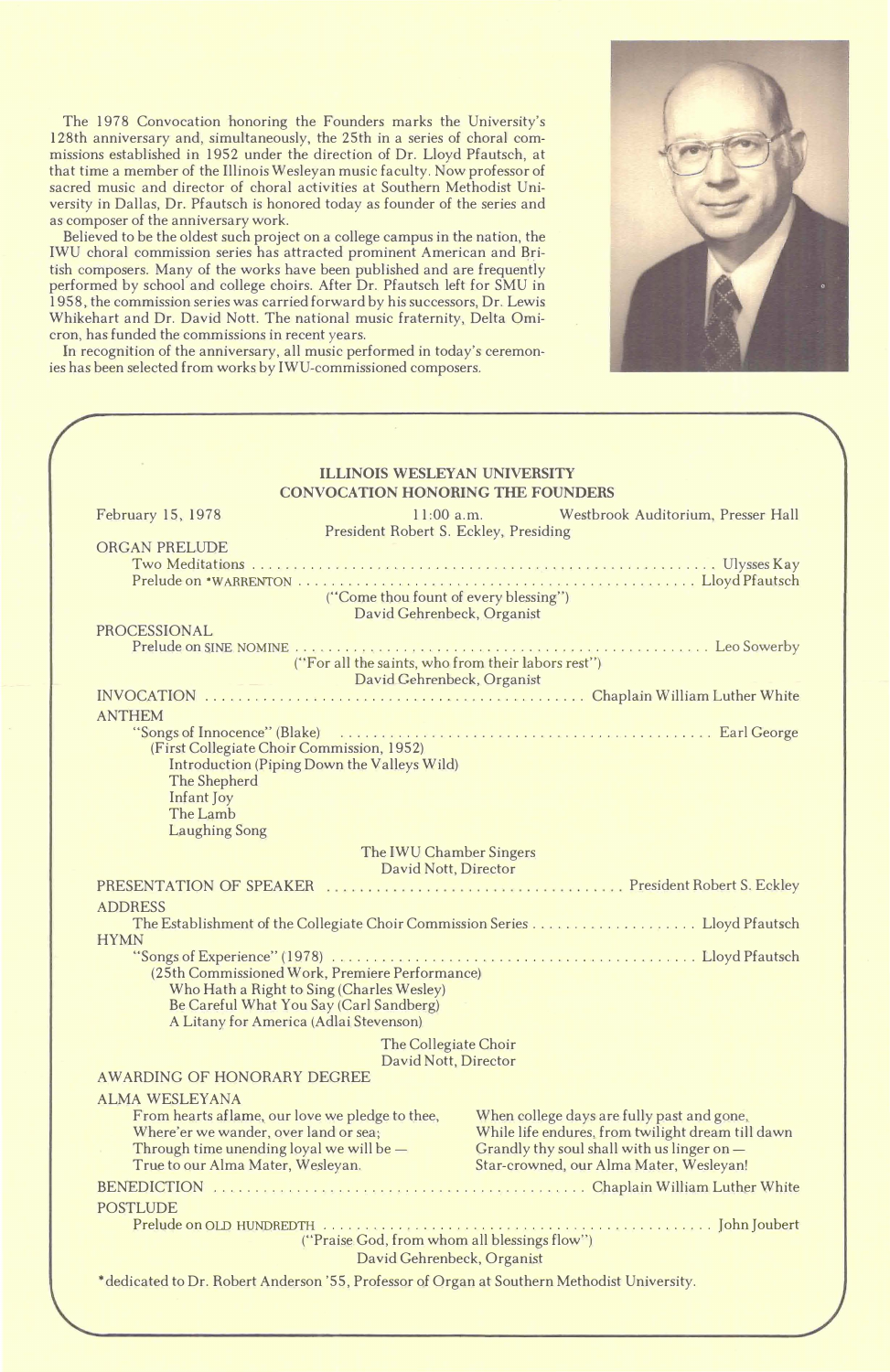The 1978 Convocation honoring the Founders marks the University's 128th anniversary and, simultaneously, the 25th in a series of choral commissions established in 1952 under the direction of Dr. Lloyd Pfautsch, at that time a member of the Illinois Wesleyan music faculty. Now professor of sacred music and director of choral activities at Southern Methodist University in Dallas, Dr. Pfautsch is honored today as founder of the series and as composer of the anniversary work.

Believed to be the oldest such project on a college campus in the nation, the IWU choral commission series has attracted prominent American and British composers. Many of the works have been published and are frequently performed by school and college choirs. After Dr. Pfautsch left for SMU in 1958, the commission series was carried forward by his successors, Dr. Lewis Whikehart and Dr. David Nott. The national music fraternity, Delta Omicron, has funded the commissions in recent years.

In recognition of the anniversary, all music performed in today's ceremonies has been selected from works by IWU-commissioned composers.

**ILLINOIS WESLEYAN UNIVERSITY**
**CONVOCATION HONORING THE FOUNDERS**

February 15, 1978 — 11:00 a.m. — Westbrook Auditorium, Presser Hall

President Robert S. Eckley, Presiding

ORGAN PRELUDE

Two Meditations ........ Ulysses Kay

Prelude on *WARRENTON ........ Lloyd Pfautsch

("Come thou fount of every blessing")

David Gehrenbeck, Organist

PROCESSIONAL

Prelude on SINE NOMINE ........ Leo Sowerby

("For all the saints, who from their labors rest")

David Gehrenbeck, Organist

INVOCATION ........ Chaplain William Luther White

ANTHEM

"Songs of Innocence" (Blake) ........ Earl George

(First Collegiate Choir Commission, 1952)

- Introduction (Piping Down the Valleys Wild)
- The Shepherd
- Infant Joy
- The Lamb
- Laughing Song

The IWU Chamber Singers

David Nott, Director

PRESENTATION OF SPEAKER ........ President Robert S. Eckley

ADDRESS

The Establishment of the Collegiate Choir Commission Series ........ Lloyd Pfautsch

HYMN

"Songs of Experience" (1978) ........ Lloyd Pfautsch

(25th Commissioned Work, Premiere Performance)

- Who Hath a Right to Sing (Charles Wesley)
- Be Careful What You Say (Carl Sandberg)
- A Litany for America (Adlai Stevenson)

The Collegiate Choir

David Nott, Director

AWARDING OF HONORARY DEGREE

ALMA WESLEYANA

From hearts aflame, our love we pledge to thee,
Where'er we wander, over land or sea;
Through time unending loyal we will be —
True to our Alma Mater, Wesleyan.

When college days are fully past and gone,
While life endures, from twilight dream till dawn
Grandly thy soul shall with us linger on —
Star-crowned, our Alma Mater, Wesleyan!

BENEDICTION ........ Chaplain William Luther White

POSTLUDE

Prelude on OLD HUNDREDTH ........ John Joubert

("Praise God, from whom all blessings flow")

David Gehrenbeck, Organist

*dedicated to Dr. Robert Anderson '55, Professor of Organ at Southern Methodist University.